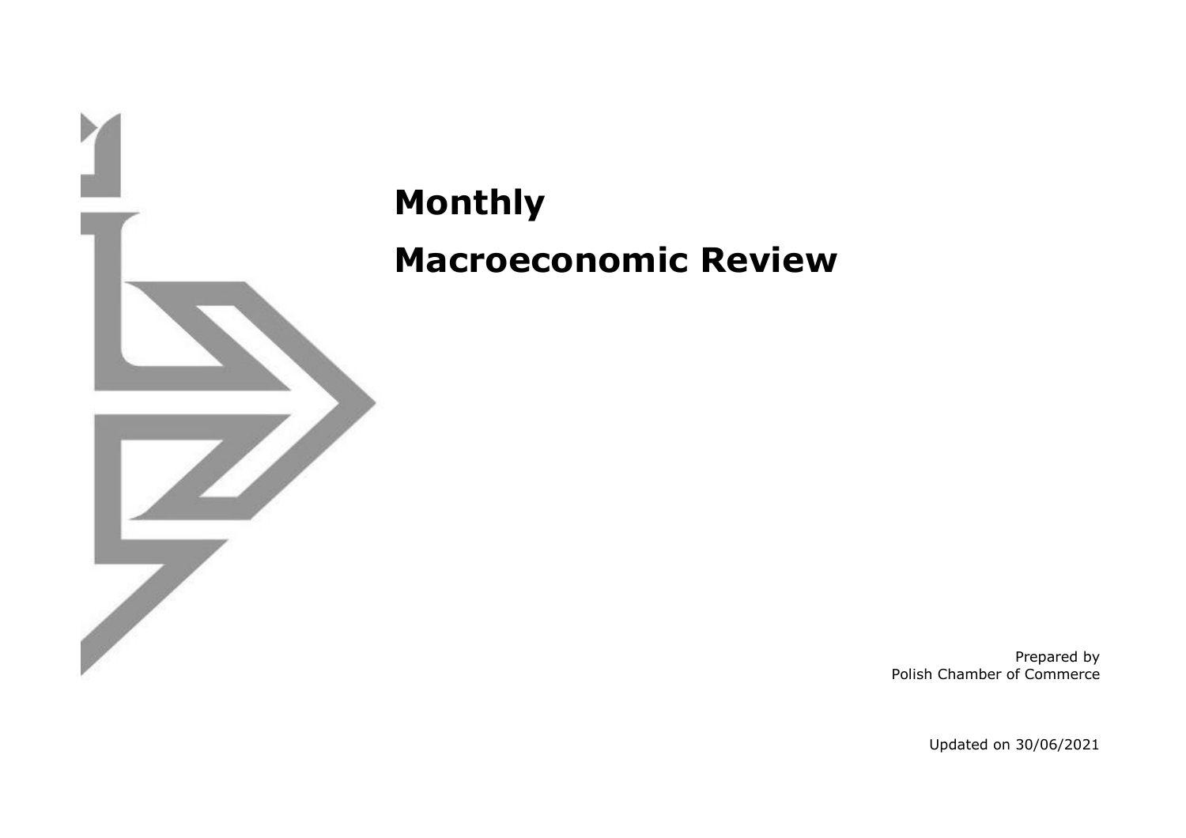# Monthly

# Macroeconomic Review

Prepared by
Polish Chamber of Commerce

Updated on 30/06/2021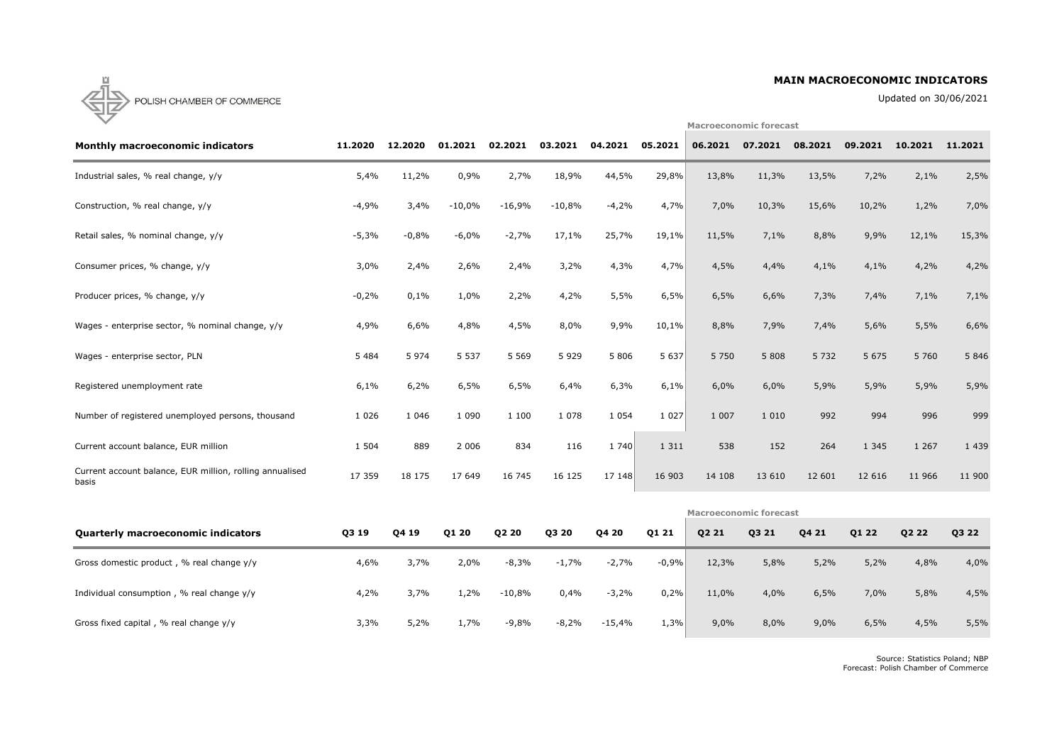POLISH CHAMBER OF COMMERCE

## MAIN MACROECONOMIC INDICATORS

Updated on 30/06/2021

| Monthly macroeconomic indicators | 11.2020 | 12.2020 | 01.2021 | 02.2021 | 03.2021 | 04.2021 | 05.2021 | 06.2021 | 07.2021 | 08.2021 | 09.2021 | 10.2021 | 11.2021 |
|---|---|---|---|---|---|---|---|---|---|---|---|---|---|
| | | | | | | | | Macroeconomic forecast | | | | | |
| Industrial sales, % real change, y/y | 5,4% | 11,2% | 0,9% | 2,7% | 18,9% | 44,5% | 29,8% | 13,8% | 11,3% | 13,5% | 7,2% | 2,1% | 2,5% |
| Construction, % real change, y/y | -4,9% | 3,4% | -10,0% | -16,9% | -10,8% | -4,2% | 4,7% | 7,0% | 10,3% | 15,6% | 10,2% | 1,2% | 7,0% |
| Retail sales, % nominal change, y/y | -5,3% | -0,8% | -6,0% | -2,7% | 17,1% | 25,7% | 19,1% | 11,5% | 7,1% | 8,8% | 9,9% | 12,1% | 15,3% |
| Consumer prices, % change, y/y | 3,0% | 2,4% | 2,6% | 2,4% | 3,2% | 4,3% | 4,7% | 4,5% | 4,4% | 4,1% | 4,1% | 4,2% | 4,2% |
| Producer prices, % change, y/y | -0,2% | 0,1% | 1,0% | 2,2% | 4,2% | 5,5% | 6,5% | 6,5% | 6,6% | 7,3% | 7,4% | 7,1% | 7,1% |
| Wages - enterprise sector, % nominal change, y/y | 4,9% | 6,6% | 4,8% | 4,5% | 8,0% | 9,9% | 10,1% | 8,8% | 7,9% | 7,4% | 5,6% | 5,5% | 6,6% |
| Wages - enterprise sector, PLN | 5 484 | 5 974 | 5 537 | 5 569 | 5 929 | 5 806 | 5 637 | 5 750 | 5 808 | 5 732 | 5 675 | 5 760 | 5 846 |
| Registered unemployment rate | 6,1% | 6,2% | 6,5% | 6,5% | 6,4% | 6,3% | 6,1% | 6,0% | 6,0% | 5,9% | 5,9% | 5,9% | 5,9% |
| Number of registered unemployed persons, thousand | 1 026 | 1 046 | 1 090 | 1 100 | 1 078 | 1 054 | 1 027 | 1 007 | 1 010 | 992 | 994 | 996 | 999 |
| Current account balance, EUR million | 1 504 | 889 | 2 006 | 834 | 116 | 1 740 | 1 311 | 538 | 152 | 264 | 1 345 | 1 267 | 1 439 |
| Current account balance, EUR million, rolling annualised basis | 17 359 | 18 175 | 17 649 | 16 745 | 16 125 | 17 148 | 16 903 | 14 108 | 13 610 | 12 601 | 12 616 | 11 966 | 11 900 |

| Quarterly macroeconomic indicators | Q3 19 | Q4 19 | Q1 20 | Q2 20 | Q3 20 | Q4 20 | Q1 21 | Q2 21 | Q3 21 | Q4 21 | Q1 22 | Q2 22 | Q3 22 |
|---|---|---|---|---|---|---|---|---|---|---|---|---|---|
| | | | | | | | | Macroeconomic forecast | | | | | |
| Gross domestic product , % real change y/y | 4,6% | 3,7% | 2,0% | -8,3% | -1,7% | -2,7% | -0,9% | 12,3% | 5,8% | 5,2% | 5,2% | 4,8% | 4,0% |
| Individual consumption , % real change y/y | 4,2% | 3,7% | 1,2% | -10,8% | 0,4% | -3,2% | 0,2% | 11,0% | 4,0% | 6,5% | 7,0% | 5,8% | 4,5% |
| Gross fixed capital , % real change y/y | 3,3% | 5,2% | 1,7% | -9,8% | -8,2% | -15,4% | 1,3% | 9,0% | 8,0% | 9,0% | 6,5% | 4,5% | 5,5% |

Source: Statistics Poland; NBP
Forecast: Polish Chamber of Commerce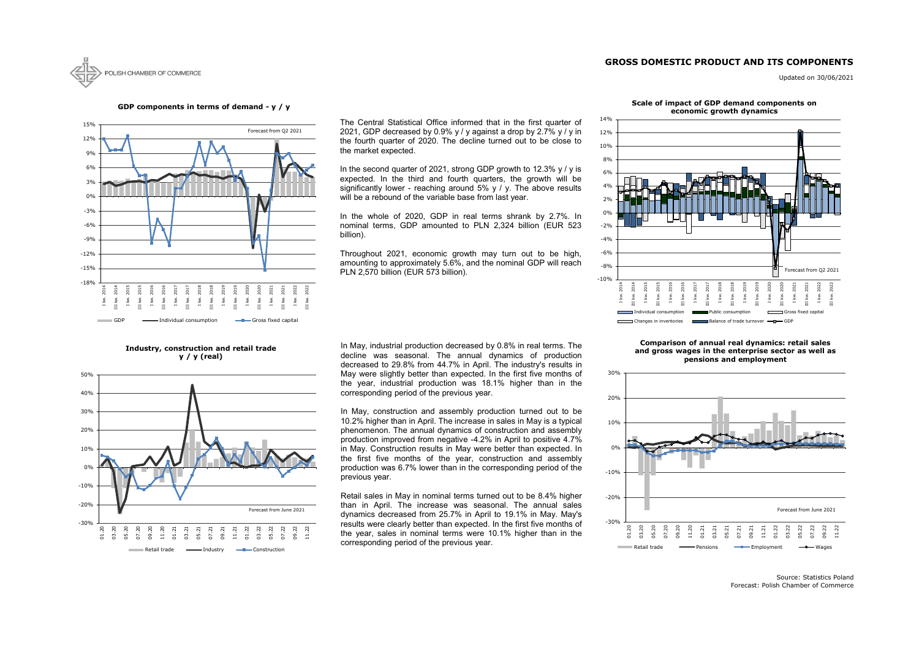## GROSS DOMESTIC PRODUCT AND ITS COMPONENTS

Updated on 30/06/2021

**GDP components in terms of demand - y / y**

The Central Statistical Office informed that in the first quarter of 2021, GDP decreased by 0.9% y / y against a drop by 2.7% y / y in the fourth quarter of 2020. The decline turned out to be close to the market expected.

In the second quarter of 2021, strong GDP growth to 12.3% y / y is expected. In the third and fourth quarters, the growth will be significantly lower - reaching around 5% y / y. The above results will be a rebound of the variable base from last year.

In the whole of 2020, GDP in real terms shrank by 2.7%. In nominal terms, GDP amounted to PLN 2,324 billion (EUR 523 billion).

Throughout 2021, economic growth may turn out to be high, amounting to approximately 5.6%, and the nominal GDP will reach PLN 2,570 billion (EUR 573 billion).

**Scale of impact of GDP demand components on economic growth dynamics**

**Industry, construction and retail trade y / y (real)**

In May, industrial production decreased by 0.8% in real terms. The decline was seasonal. The annual dynamics of production decreased to 29.8% from 44.7% in April. The industry's results in May were slightly better than expected. In the first five months of the year, industrial production was 18.1% higher than in the corresponding period of the previous year.

In May, construction and assembly production turned out to be 10.2% higher than in April. The increase in sales in May is a typical phenomenon. The annual dynamics of construction and assembly production improved from negative -4.2% in April to positive 4.7% in May. Construction results in May were better than expected. In the first five months of the year, construction and assembly production was 6.7% lower than in the corresponding period of the previous year.

Retail sales in May in nominal terms turned out to be 8.4% higher than in April. The increase was seasonal. The annual sales dynamics decreased from 25.7% in April to 19.1% in May. May's results were clearly better than expected. In the first five months of the year, sales in nominal terms were 10.1% higher than in the corresponding period of the previous year.

**Comparison of annual real dynamics: retail sales and gross wages in the enterprise sector as well as pensions and employment**

Source: Statistics Poland
Forecast: Polish Chamber of Commerce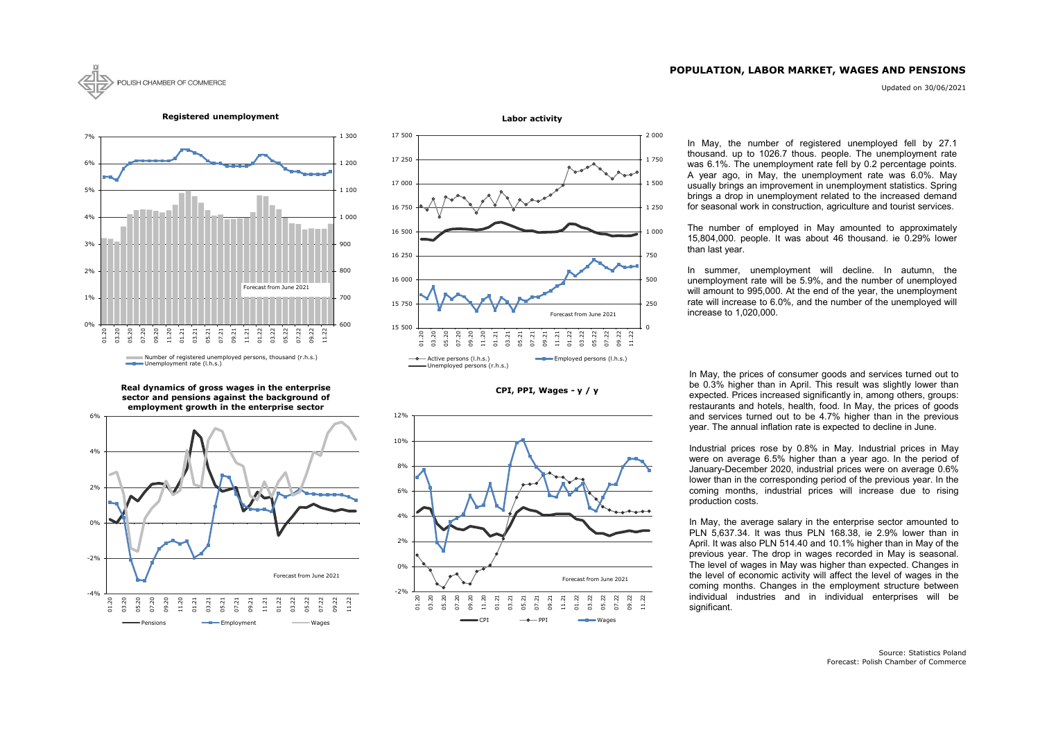# POPULATION, LABOR MARKET, WAGES AND PENSIONS

Updated on 30/06/2021

**Registered unemployment**

Forecast from June 2021

Number of registered unemployed persons, thousand (r.h.s.)
Unemployment rate (l.h.s.)

**Labor activity**

Forecast from June 2021

Active persons (l.h.s.) — Employed persons (l.h.s.) — Unemployed persons (r.h.s.)

In May, the number of registered unemployed fell by 27.1 thousand. up to 1026.7 thous. people. The unemployment rate was 6.1%. The unemployment rate fell by 0.2 percentage points. A year ago, in May, the unemployment rate was 6.0%. May usually brings an improvement in unemployment statistics. Spring brings a drop in unemployment related to the increased demand for seasonal work in construction, agriculture and tourist services.

The number of employed in May amounted to approximately 15,804,000. people. It was about 46 thousand. ie 0.29% lower than last year.

In summer, unemployment will decline. In autumn, the unemployment rate will be 5.9%, and the number of unemployed will amount to 995,000. At the end of the year, the unemployment rate will increase to 6.0%, and the number of the unemployed will increase to 1,020,000.

**Real dynamics of gross wages in the enterprise sector and pensions against the background of employment growth in the enterprise sector**

Forecast from June 2021

Pensions — Employment — Wages

**CPI, PPI, Wages - y / y**

Forecast from June 2021

CPI — PPI — Wages

In May, the prices of consumer goods and services turned out to be 0.3% higher than in April. This result was slightly lower than expected. Prices increased significantly in, among others, groups: restaurants and hotels, health, food. In May, the prices of goods and services turned out to be 4.7% higher than in the previous year. The annual inflation rate is expected to decline in June.

Industrial prices rose by 0.8% in May. Industrial prices in May were on average 6.5% higher than a year ago. In the period of January-December 2020, industrial prices were on average 0.6% lower than in the corresponding period of the previous year. In the coming months, industrial prices will increase due to rising production costs.

In May, the average salary in the enterprise sector amounted to PLN 5,637.34. It was thus PLN 168.38, ie 2.9% lower than in April. It was also PLN 514.40 and 10.1% higher than in May of the previous year. The drop in wages recorded in May is seasonal. The level of wages in May was higher than expected. Changes in the level of economic activity will affect the level of wages in the coming months. Changes in the employment structure between individual industries and in individual enterprises will be significant.

Source: Statistics Poland
Forecast: Polish Chamber of Commerce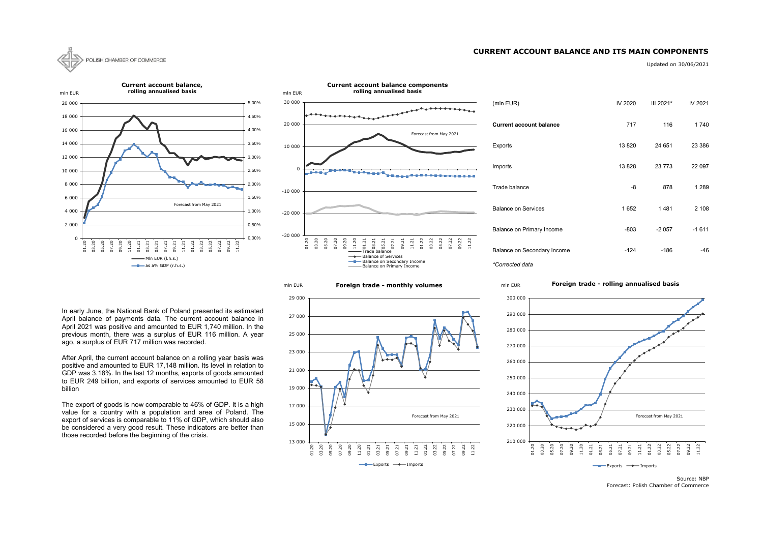## CURRENT ACCOUNT BALANCE AND ITS MAIN COMPONENTS

Updated on 30/06/2021

| (mln EUR) | IV 2020 | III 2021* | IV 2021 |
|---|---|---|---|
| **Current account balance** | 717 | 116 | 1 740 |
| Exports | 13 820 | 24 651 | 23 386 |
| Imports | 13 828 | 23 773 | 22 097 |
| Trade balance | -8 | 878 | 1 289 |
| Balance on Services | 1 652 | 1 481 | 2 108 |
| Balance on Primary Income | -803 | -2 057 | -1 611 |
| Balance on Secondary Income | -124 | -186 | -46 |

*Corrected data*

In early June, the National Bank of Poland presented its estimated April balance of payments data. The current account balance in April 2021 was positive and amounted to EUR 1,740 million. In the previous month, there was a surplus of EUR 116 million. A year ago, a surplus of EUR 717 million was recorded.

After April, the current account balance on a rolling year basis was positive and amounted to EUR 17,148 million. Its level in relation to GDP was 3.18%. In the last 12 months, exports of goods amounted to EUR 249 billion, and exports of services amounted to EUR 58 billion

The export of goods is now comparable to 46% of GDP. It is a high value for a country with a population and area of Poland. The export of services is comparable to 11% of GDP, which should also be considered a very good result. These indicators are better than those recorded before the beginning of the crisis.

Source: NBP
Forecast: Polish Chamber of Commerce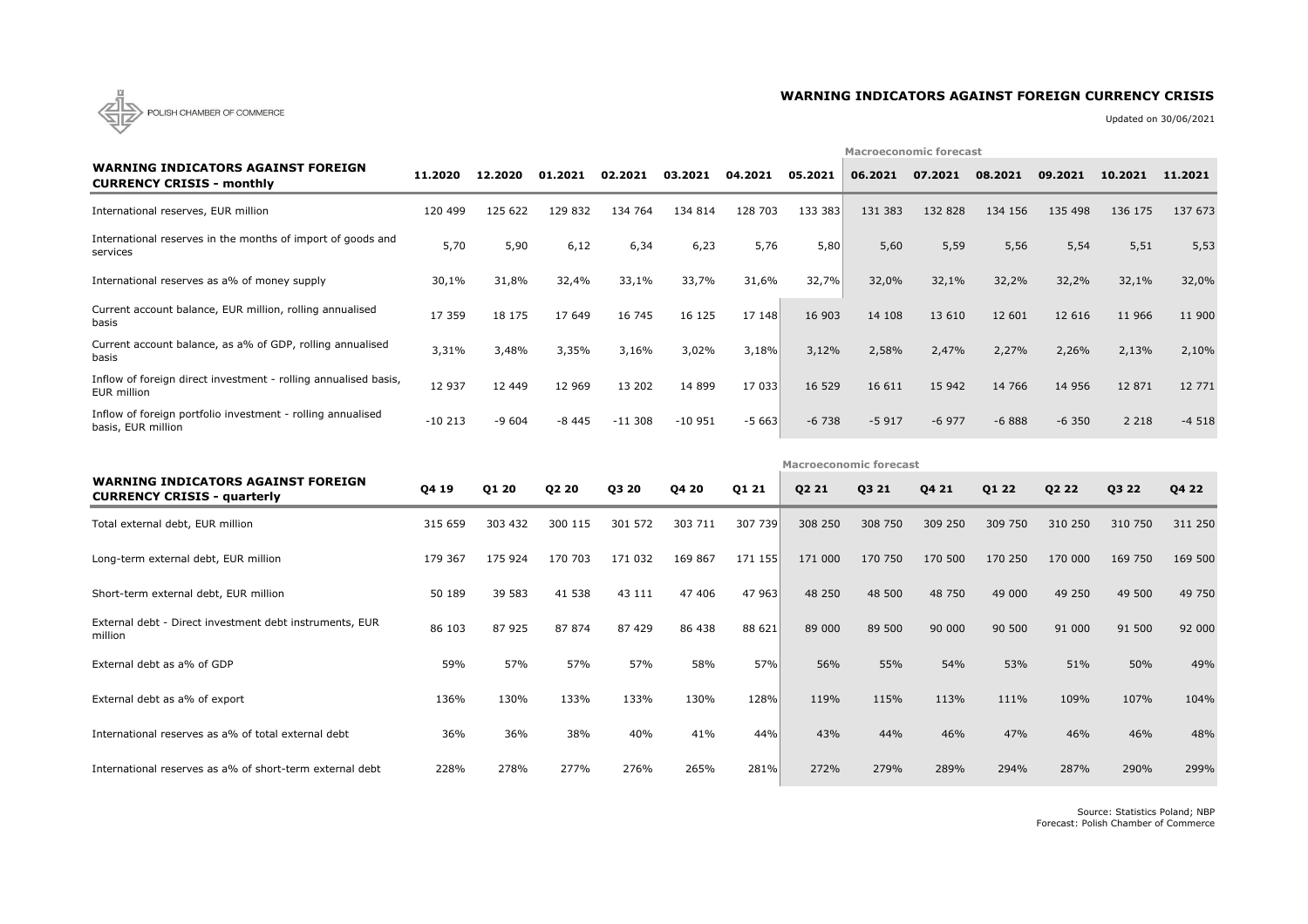POLISH CHAMBER OF COMMERCE

# WARNING INDICATORS AGAINST FOREIGN CURRENCY CRISIS

Updated on 30/06/2021

| WARNING INDICATORS AGAINST FOREIGN CURRENCY CRISIS - monthly | 11.2020 | 12.2020 | 01.2021 | 02.2021 | 03.2021 | 04.2021 | 05.2021 | Macroeconomic forecast 06.2021 | 07.2021 | 08.2021 | 09.2021 | 10.2021 | 11.2021 |
|---|---|---|---|---|---|---|---|---|---|---|---|---|---|
| International reserves, EUR million | 120 499 | 125 622 | 129 832 | 134 764 | 134 814 | 128 703 | 133 383 | 131 383 | 132 828 | 134 156 | 135 498 | 136 175 | 137 673 |
| International reserves in the months of import of goods and services | 5,70 | 5,90 | 6,12 | 6,34 | 6,23 | 5,76 | 5,80 | 5,60 | 5,59 | 5,56 | 5,54 | 5,51 | 5,53 |
| International reserves as a% of money supply | 30,1% | 31,8% | 32,4% | 33,1% | 33,7% | 31,6% | 32,7% | 32,0% | 32,1% | 32,2% | 32,2% | 32,1% | 32,0% |
| Current account balance, EUR million, rolling annualised basis | 17 359 | 18 175 | 17 649 | 16 745 | 16 125 | 17 148 | 16 903 | 14 108 | 13 610 | 12 601 | 12 616 | 11 966 | 11 900 |
| Current account balance, as a% of GDP, rolling annualised basis | 3,31% | 3,48% | 3,35% | 3,16% | 3,02% | 3,18% | 3,12% | 2,58% | 2,47% | 2,27% | 2,26% | 2,13% | 2,10% |
| Inflow of foreign direct investment - rolling annualised basis, EUR million | 12 937 | 12 449 | 12 969 | 13 202 | 14 899 | 17 033 | 16 529 | 16 611 | 15 942 | 14 766 | 14 956 | 12 871 | 12 771 |
| Inflow of foreign portfolio investment - rolling annualised basis, EUR million | -10 213 | -9 604 | -8 445 | -11 308 | -10 951 | -5 663 | -6 738 | -5 917 | -6 977 | -6 888 | -6 350 | 2 218 | -4 518 |

| WARNING INDICATORS AGAINST FOREIGN CURRENCY CRISIS - quarterly | Q4 19 | Q1 20 | Q2 20 | Q3 20 | Q4 20 | Q1 21 | Macroeconomic forecast Q2 21 | Q3 21 | Q4 21 | Q1 22 | Q2 22 | Q3 22 | Q4 22 |
|---|---|---|---|---|---|---|---|---|---|---|---|---|---|
| Total external debt, EUR million | 315 659 | 303 432 | 300 115 | 301 572 | 303 711 | 307 739 | 308 250 | 308 750 | 309 250 | 309 750 | 310 250 | 310 750 | 311 250 |
| Long-term external debt, EUR million | 179 367 | 175 924 | 170 703 | 171 032 | 169 867 | 171 155 | 171 000 | 170 750 | 170 500 | 170 250 | 170 000 | 169 750 | 169 500 |
| Short-term external debt, EUR million | 50 189 | 39 583 | 41 538 | 43 111 | 47 406 | 47 963 | 48 250 | 48 500 | 48 750 | 49 000 | 49 250 | 49 500 | 49 750 |
| External debt - Direct investment debt instruments, EUR million | 86 103 | 87 925 | 87 874 | 87 429 | 86 438 | 88 621 | 89 000 | 89 500 | 90 000 | 90 500 | 91 000 | 91 500 | 92 000 |
| External debt as a% of GDP | 59% | 57% | 57% | 57% | 58% | 57% | 56% | 55% | 54% | 53% | 51% | 50% | 49% |
| External debt as a% of export | 136% | 130% | 133% | 133% | 130% | 128% | 119% | 115% | 113% | 111% | 109% | 107% | 104% |
| International reserves as a% of total external debt | 36% | 36% | 38% | 40% | 41% | 44% | 43% | 44% | 46% | 47% | 46% | 46% | 48% |
| International reserves as a% of short-term external debt | 228% | 278% | 277% | 276% | 265% | 281% | 272% | 279% | 289% | 294% | 287% | 290% | 299% |

Source: Statistics Poland; NBP
Forecast: Polish Chamber of Commerce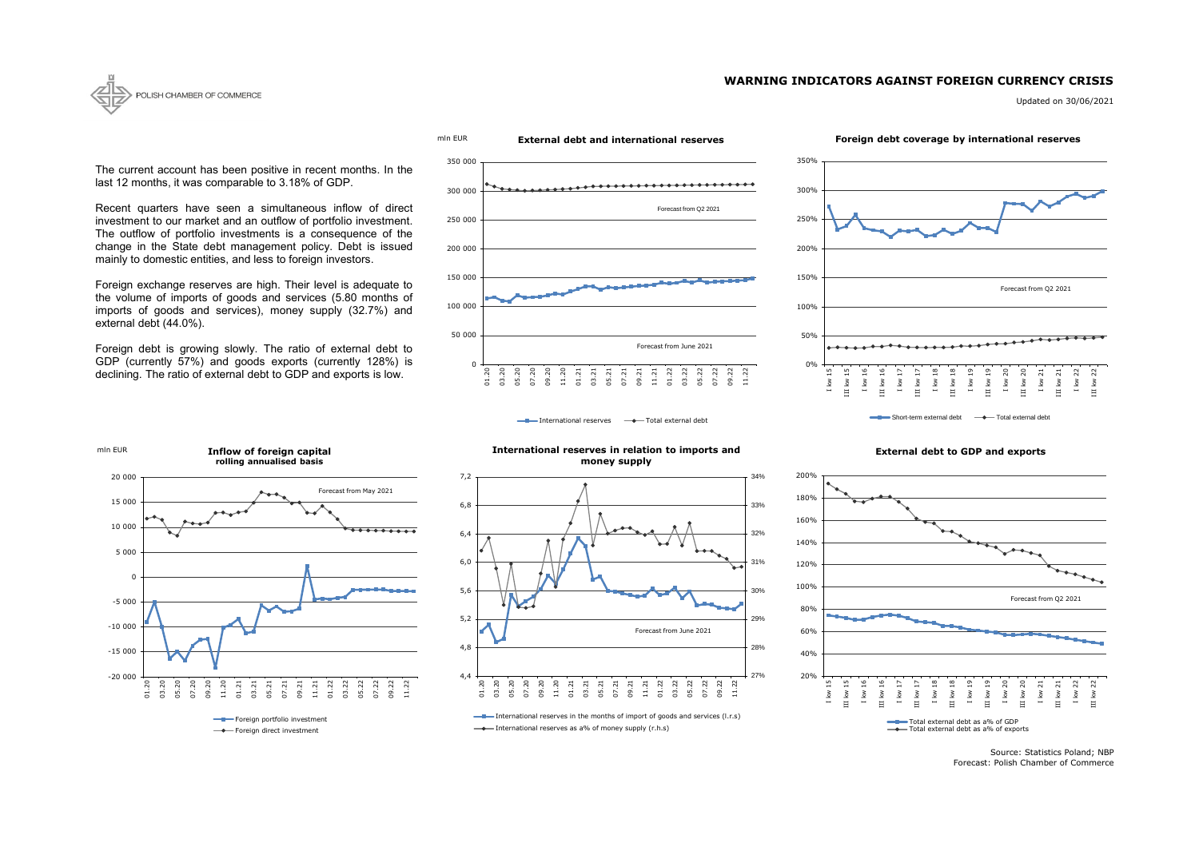POLISH CHAMBER OF COMMERCE

# WARNING INDICATORS AGAINST FOREIGN CURRENCY CRISIS

Updated on 30/06/2021

The current account has been positive in recent months. In the last 12 months, it was comparable to 3.18% of GDP.

Recent quarters have seen a simultaneous inflow of direct investment to our market and an outflow of portfolio investment. The outflow of portfolio investments is a consequence of the change in the State debt management policy. Debt is issued mainly to domestic entities, and less to foreign investors.

Foreign exchange reserves are high. Their level is adequate to the volume of imports of goods and services (5.80 months of imports of goods and services), money supply (32.7%) and external debt (44.0%).

Foreign debt is growing slowly. The ratio of external debt to GDP (currently 57%) and goods exports (currently 128%) is declining. The ratio of external debt to GDP and exports is low.

**External debt and international reserves**

mln EUR

350 000
300 000
250 000
200 000
150 000
100 000
50 000
0

01.20 03.20 05.20 07.20 09.20 11.20 01.21 03.21 05.21 07.21 09.21 11.21 01.22 03.22 05.22 07.22 09.22 11.22

Forecast from Q2 2021

Forecast from June 2021

International reserves — Total external debt

**Foreign debt coverage by international reserves**

350%
300%
250%
200%
150%
100%
50%
0%

I kw 15 III kw 15 I kw 16 III kw 16 I kw 17 III kw 17 I kw 18 III kw 18 I kw 19 III kw 19 I kw 20 III kw 20 I kw 21 III kw 21 I kw 22 III kw 22

Forecast from Q2 2021

Short-term external debt — Total external debt

**Inflow of foreign capital**
**rolling annualised basis**

mln EUR

20 000
15 000
10 000
5 000
0
-5 000
-10 000
-15 000
-20 000

01.20 03.20 05.20 07.20 09.20 11.20 01.21 03.21 05.21 07.21 09.21 11.21 01.22 03.22 05.22 07.22 09.22 11.22

Forecast from May 2021

Foreign portfolio investment
Foreign direct investment

**International reserves in relation to imports and money supply**

7,2
6,8
6,4
6,0
5,6
5,2
4,8
4,4

34%
33%
32%
31%
30%
29%
28%
27%

01.20 03.20 05.20 07.20 09.20 11.20 01.21 03.21 05.21 07.21 09.21 11.21 01.22 03.22 05.22 07.22 09.22 11.22

Forecast from June 2021

International reserves in the months of import of goods and services (l.r.s)
International reserves as a% of money supply (r.h.s)

**External debt to GDP and exports**

200%
180%
160%
140%
120%
100%
80%
60%
40%
20%

I kw 15 III kw 15 I kw 16 III kw 16 I kw 17 III kw 17 I kw 18 III kw 18 I kw 19 III kw 19 I kw 20 III kw 20 I kw 21 III kw 21 I kw 22 III kw 22

Forecast from Q2 2021

Total external debt as a% of GDP
Total external debt as a% of exports

Source: Statistics Poland; NBP
Forecast: Polish Chamber of Commerce